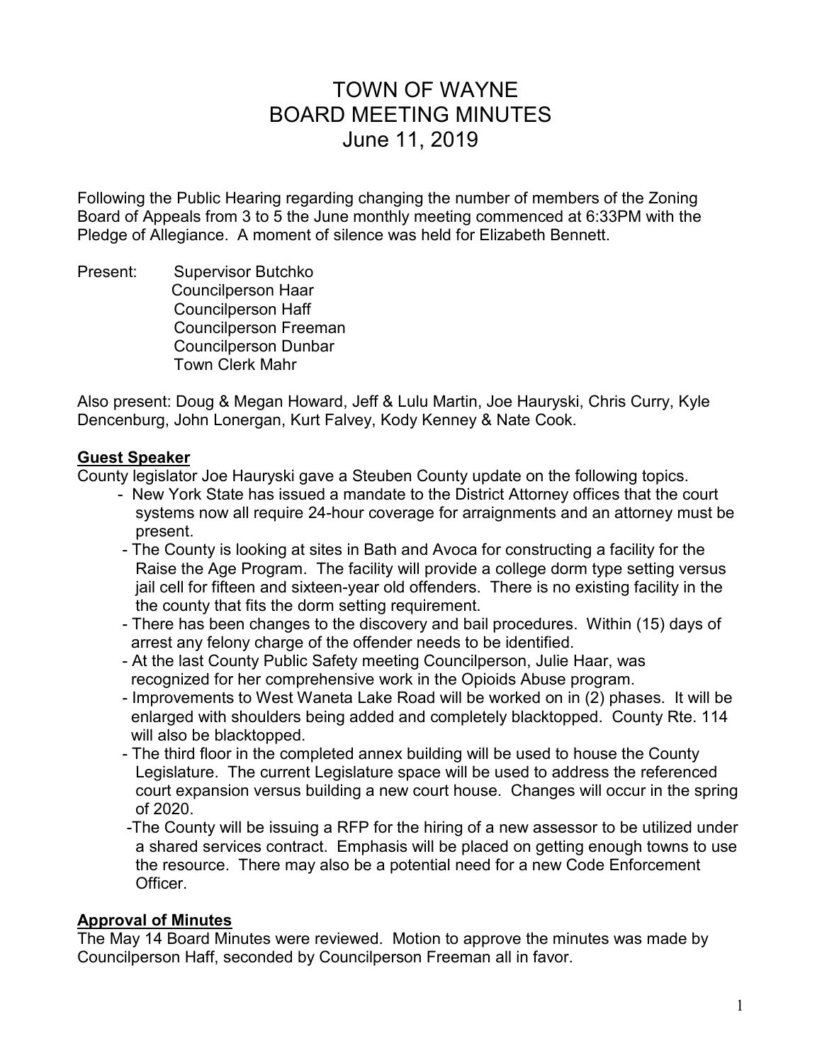# TOWN OF WAYNE
# BOARD MEETING MINUTES
# June 11, 2019

Following the Public Hearing regarding changing the number of members of the Zoning Board of Appeals from 3 to 5 the June monthly meeting commenced at 6:33PM with the Pledge of Allegiance. A moment of silence was held for Elizabeth Bennett.

Present: Supervisor Butchko
Councilperson Haar
Councilperson Haff
Councilperson Freeman
Councilperson Dunbar
Town Clerk Mahr

Also present: Doug & Megan Howard, Jeff & Lulu Martin, Joe Hauryski, Chris Curry, Kyle Dencenburg, John Lonergan, Kurt Falvey, Kody Kenney & Nate Cook.

**Guest Speaker**

County legislator Joe Hauryski gave a Steuben County update on the following topics.

- New York State has issued a mandate to the District Attorney offices that the court systems now all require 24-hour coverage for arraignments and an attorney must be present.
- The County is looking at sites in Bath and Avoca for constructing a facility for the Raise the Age Program. The facility will provide a college dorm type setting versus jail cell for fifteen and sixteen-year old offenders. There is no existing facility in the the county that fits the dorm setting requirement.
- There has been changes to the discovery and bail procedures. Within (15) days of arrest any felony charge of the offender needs to be identified.
- At the last County Public Safety meeting Councilperson, Julie Haar, was recognized for her comprehensive work in the Opioids Abuse program.
- Improvements to West Waneta Lake Road will be worked on in (2) phases. It will be enlarged with shoulders being added and completely blacktopped. County Rte. 114 will also be blacktopped.
- The third floor in the completed annex building will be used to house the County Legislature. The current Legislature space will be used to address the referenced court expansion versus building a new court house. Changes will occur in the spring of 2020.
- The County will be issuing a RFP for the hiring of a new assessor to be utilized under a shared services contract. Emphasis will be placed on getting enough towns to use the resource. There may also be a potential need for a new Code Enforcement Officer.

**Approval of Minutes**

The May 14 Board Minutes were reviewed. Motion to approve the minutes was made by Councilperson Haff, seconded by Councilperson Freeman all in favor.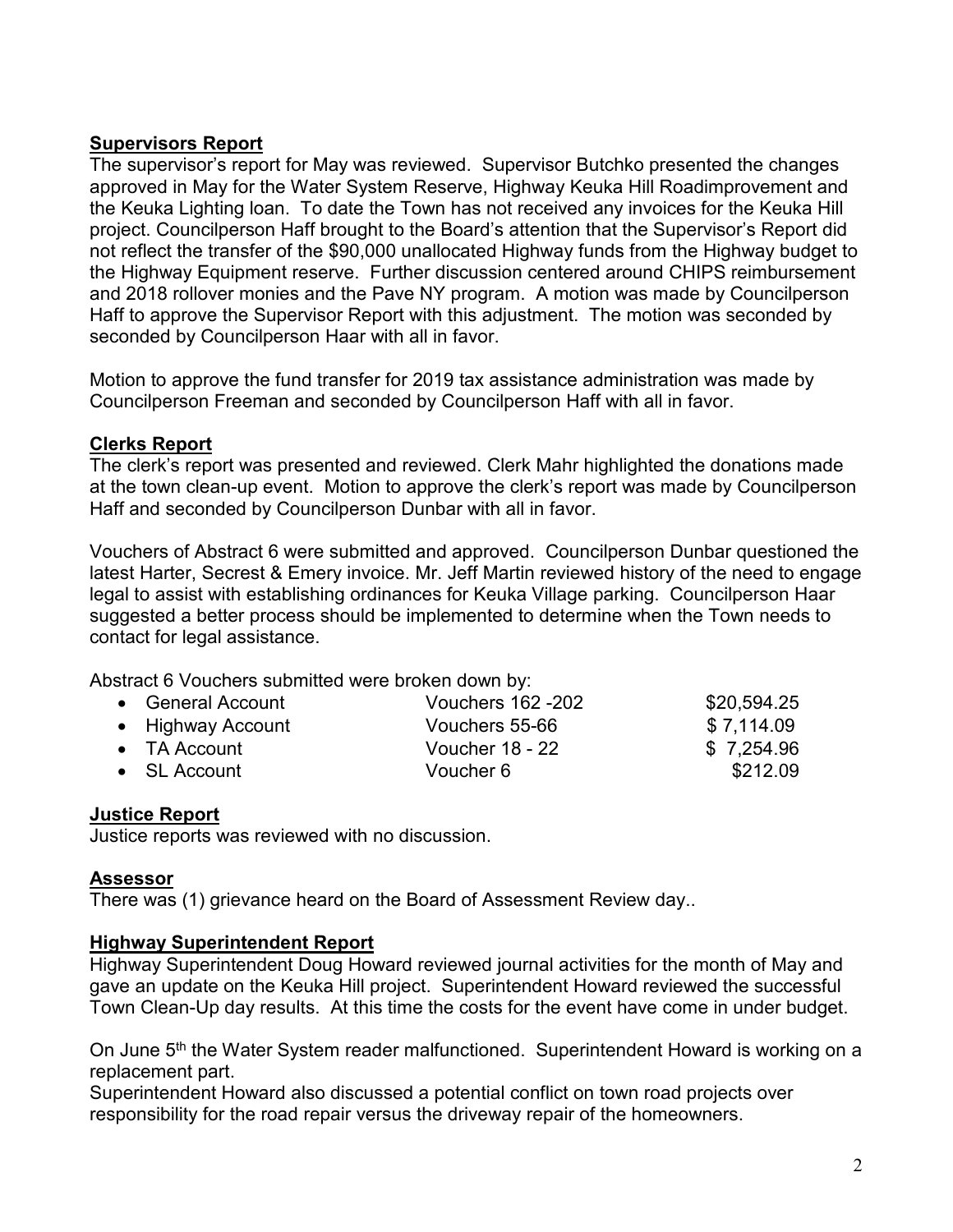**Supervisors Report**

The supervisor's report for May was reviewed. Supervisor Butchko presented the changes approved in May for the Water System Reserve, Highway Keuka Hill Roadimprovement and the Keuka Lighting loan. To date the Town has not received any invoices for the Keuka Hill project. Councilperson Haff brought to the Board's attention that the Supervisor's Report did not reflect the transfer of the $90,000 unallocated Highway funds from the Highway budget to the Highway Equipment reserve. Further discussion centered around CHIPS reimbursement and 2018 rollover monies and the Pave NY program. A motion was made by Councilperson Haff to approve the Supervisor Report with this adjustment. The motion was seconded by seconded by Councilperson Haar with all in favor.

Motion to approve the fund transfer for 2019 tax assistance administration was made by Councilperson Freeman and seconded by Councilperson Haff with all in favor.

**Clerks Report**

The clerk's report was presented and reviewed. Clerk Mahr highlighted the donations made at the town clean-up event. Motion to approve the clerk's report was made by Councilperson Haff and seconded by Councilperson Dunbar with all in favor.

Vouchers of Abstract 6 were submitted and approved. Councilperson Dunbar questioned the latest Harter, Secrest & Emery invoice. Mr. Jeff Martin reviewed history of the need to engage legal to assist with establishing ordinances for Keuka Village parking. Councilperson Haar suggested a better process should be implemented to determine when the Town needs to contact for legal assistance.

Abstract 6 Vouchers submitted were broken down by:

| | | |
|---|---|---|
| • General Account | Vouchers 162 -202 | $20,594.25 |
| • Highway Account | Vouchers 55-66 | $ 7,114.09 |
| • TA Account | Voucher 18 - 22 | $ 7,254.96 |
| • SL Account | Voucher 6 | $212.09 |

**Justice Report**

Justice reports was reviewed with no discussion.

**Assessor**

There was (1) grievance heard on the Board of Assessment Review day..

**Highway Superintendent Report**

Highway Superintendent Doug Howard reviewed journal activities for the month of May and gave an update on the Keuka Hill project. Superintendent Howard reviewed the successful Town Clean-Up day results. At this time the costs for the event have come in under budget.

On June 5th the Water System reader malfunctioned. Superintendent Howard is working on a replacement part.

Superintendent Howard also discussed a potential conflict on town road projects over responsibility for the road repair versus the driveway repair of the homeowners.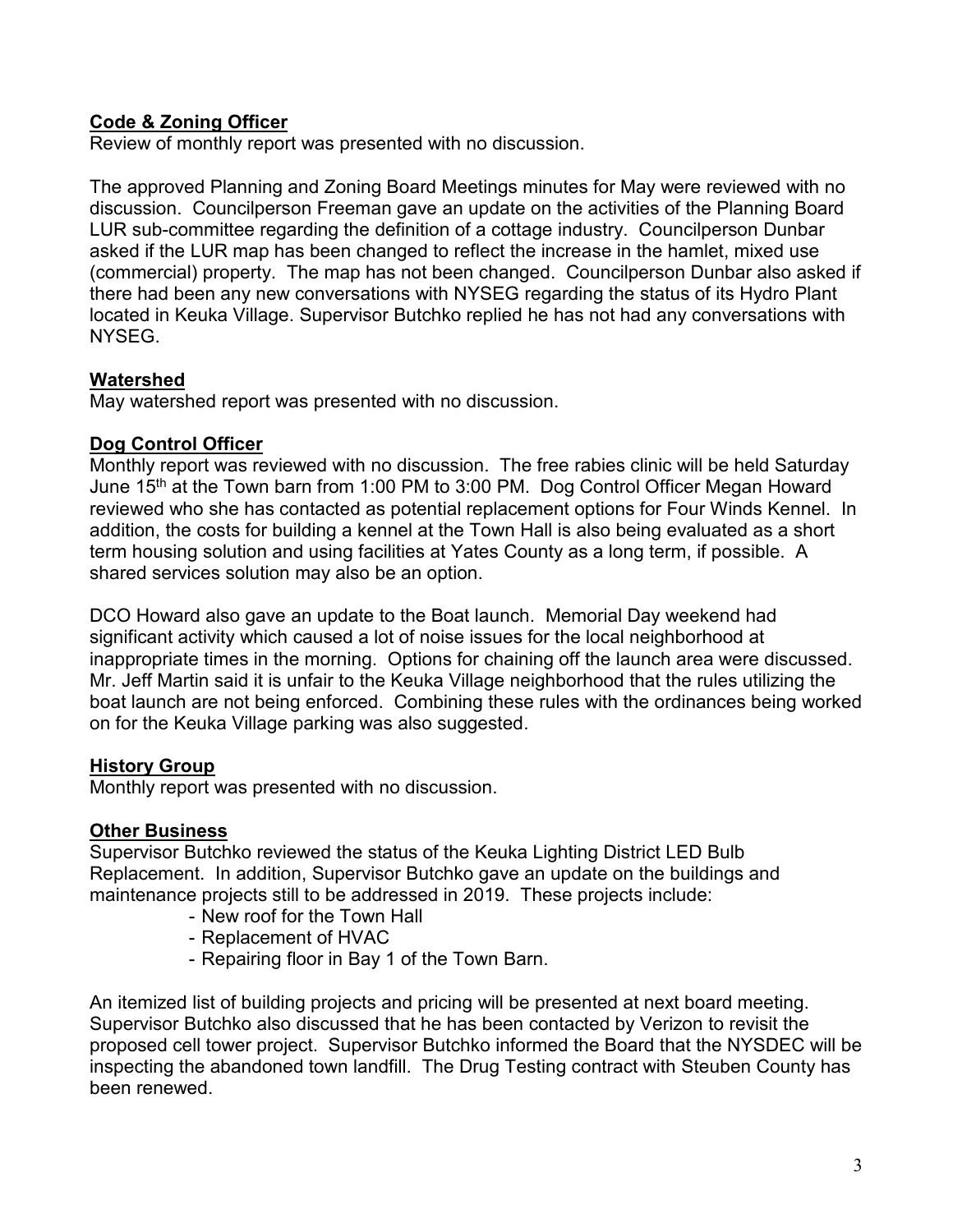**Code & Zoning Officer**
Review of monthly report was presented with no discussion.

The approved Planning and Zoning Board Meetings minutes for May were reviewed with no discussion. Councilperson Freeman gave an update on the activities of the Planning Board LUR sub-committee regarding the definition of a cottage industry. Councilperson Dunbar asked if the LUR map has been changed to reflect the increase in the hamlet, mixed use (commercial) property. The map has not been changed. Councilperson Dunbar also asked if there had been any new conversations with NYSEG regarding the status of its Hydro Plant located in Keuka Village. Supervisor Butchko replied he has not had any conversations with NYSEG.

**Watershed**
May watershed report was presented with no discussion.

**Dog Control Officer**
Monthly report was reviewed with no discussion. The free rabies clinic will be held Saturday June 15th at the Town barn from 1:00 PM to 3:00 PM. Dog Control Officer Megan Howard reviewed who she has contacted as potential replacement options for Four Winds Kennel. In addition, the costs for building a kennel at the Town Hall is also being evaluated as a short term housing solution and using facilities at Yates County as a long term, if possible. A shared services solution may also be an option.

DCO Howard also gave an update to the Boat launch. Memorial Day weekend had significant activity which caused a lot of noise issues for the local neighborhood at inappropriate times in the morning. Options for chaining off the launch area were discussed. Mr. Jeff Martin said it is unfair to the Keuka Village neighborhood that the rules utilizing the boat launch are not being enforced. Combining these rules with the ordinances being worked on for the Keuka Village parking was also suggested.

**History Group**
Monthly report was presented with no discussion.

**Other Business**
Supervisor Butchko reviewed the status of the Keuka Lighting District LED Bulb Replacement. In addition, Supervisor Butchko gave an update on the buildings and maintenance projects still to be addressed in 2019. These projects include:

- New roof for the Town Hall
- Replacement of HVAC
- Repairing floor in Bay 1 of the Town Barn.

An itemized list of building projects and pricing will be presented at next board meeting. Supervisor Butchko also discussed that he has been contacted by Verizon to revisit the proposed cell tower project. Supervisor Butchko informed the Board that the NYSDEC will be inspecting the abandoned town landfill. The Drug Testing contract with Steuben County has been renewed.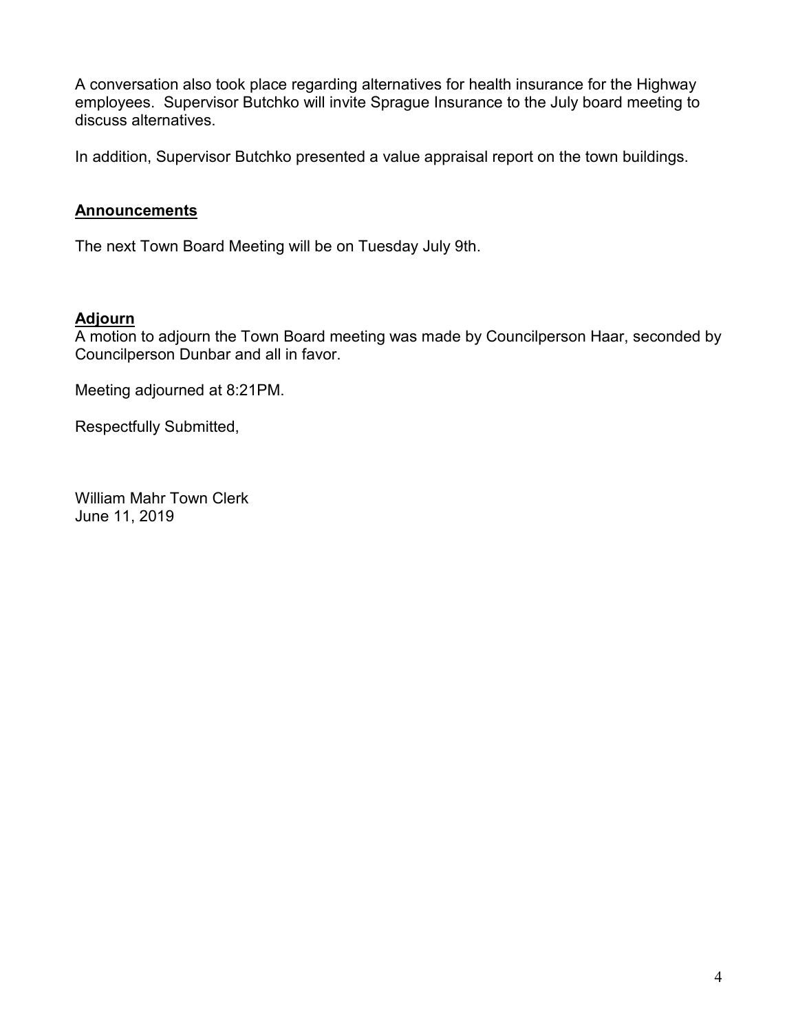A conversation also took place regarding alternatives for health insurance for the Highway employees. Supervisor Butchko will invite Sprague Insurance to the July board meeting to discuss alternatives.

In addition, Supervisor Butchko presented a value appraisal report on the town buildings.

## <u>Announcements</u>

The next Town Board Meeting will be on Tuesday July 9th.

## <u>Adjourn</u>

A motion to adjourn the Town Board meeting was made by Councilperson Haar, seconded by Councilperson Dunbar and all in favor.

Meeting adjourned at 8:21PM.

Respectfully Submitted,

William Mahr Town Clerk
June 11, 2019